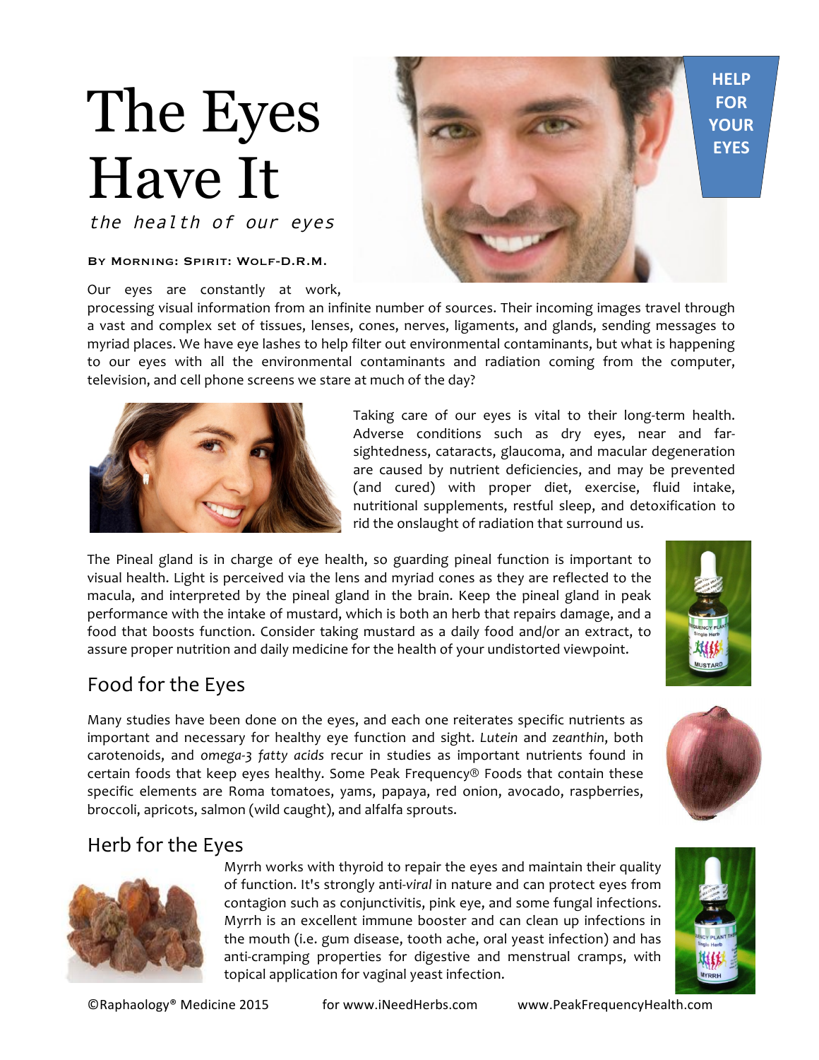# The Eyes Have It

*the health of our eyes*

**HELP FOR YOUR EYES**

By Morning: Spirit: Wolf-D.R.M.

Our eyes are constantly at work, processing visual information from an infinite number of sources. Their incoming images travel through a vast and complex set of tissues, lenses, cones, nerves, ligaments, and glands, sending messages to myriad places. We have eye lashes to help filter out environmental contaminants, but what is happening to our eyes with all the environmental contaminants and radiation coming from the computer, television, and cell phone screens we stare at much of the day?

Taking care of our eyes is vital to their long-term health. Adverse conditions such as dry eyes, near and far-sightedness, cataracts, glaucoma, and macular degeneration are caused by nutrient deficiencies, and may be prevented (and cured) with proper diet, exercise, fluid intake, nutritional supplements, restful sleep, and detoxification to rid the onslaught of radiation that surround us.

The Pineal gland is in charge of eye health, so guarding pineal function is important to visual health. Light is perceived via the lens and myriad cones as they are reflected to the macula, and interpreted by the pineal gland in the brain. Keep the pineal gland in peak performance with the intake of mustard, which is both an herb that repairs damage, and a food that boosts function. Consider taking mustard as a daily food and/or an extract, to assure proper nutrition and daily medicine for the health of your undistorted viewpoint.

## Food for the Eyes

Many studies have been done on the eyes, and each one reiterates specific nutrients as important and necessary for healthy eye function and sight. *Lutein* and *zeanthin*, both carotenoids, and *omega-3 fatty acids* recur in studies as important nutrients found in certain foods that keep eyes healthy. Some Peak Frequency® Foods that contain these specific elements are Roma tomatoes, yams, papaya, red onion, avocado, raspberries, broccoli, apricots, salmon (wild caught), and alfalfa sprouts.

## Herb for the Eyes

Myrrh works with thyroid to repair the eyes and maintain their quality of function. It's strongly anti-*viral* in nature and can protect eyes from contagion such as conjunctivitis, pink eye, and some fungal infections. Myrrh is an excellent immune booster and can clean up infections in the mouth (i.e. gum disease, tooth ache, oral yeast infection) and has anti-cramping properties for digestive and menstrual cramps, with topical application for vaginal yeast infection.

©Raphaology® Medicine 2015 for www.iNeedHerbs.com www.PeakFrequencyHealth.com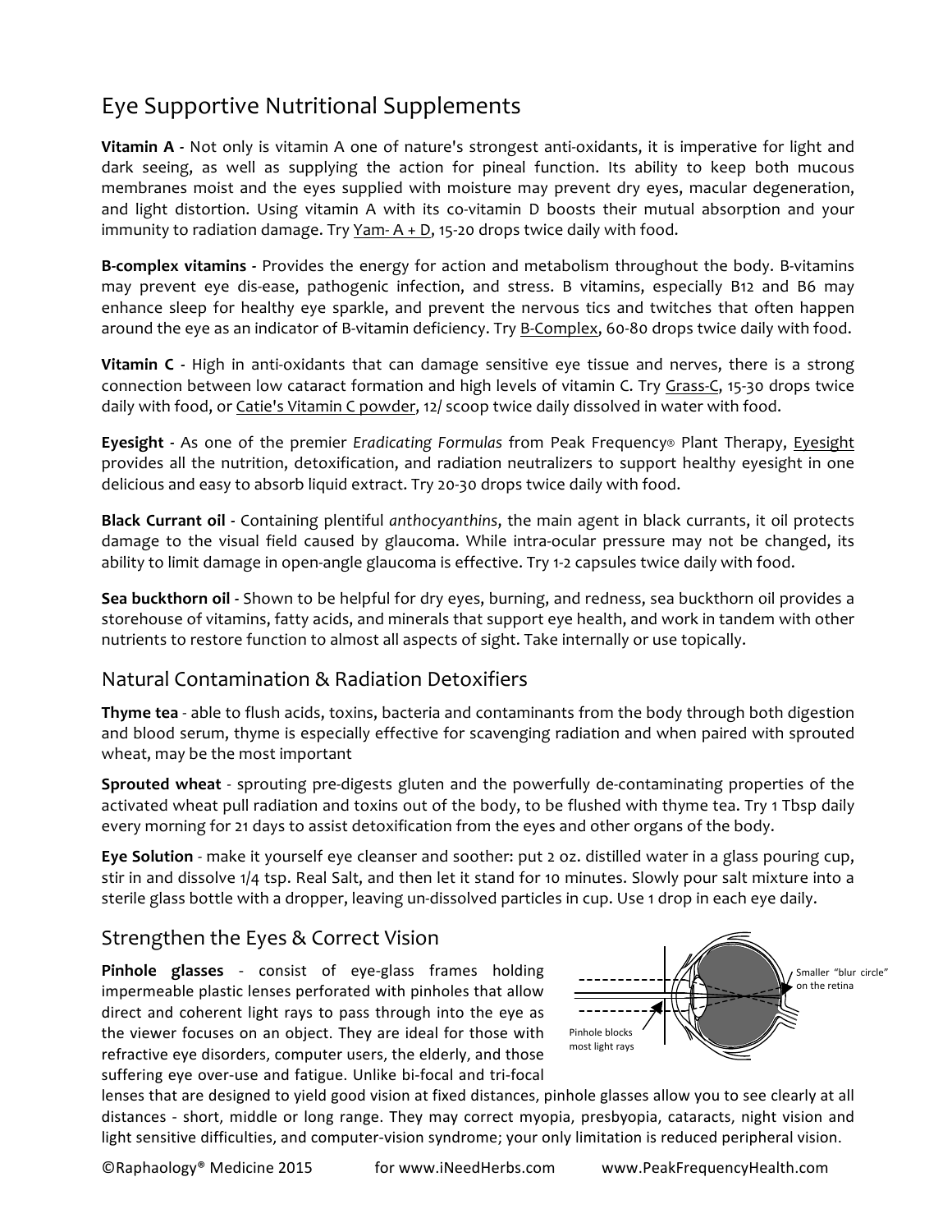## Eye Supportive Nutritional Supplements

**Vitamin A** - Not only is vitamin A one of nature's strongest anti-oxidants, it is imperative for light and dark seeing, as well as supplying the action for pineal function. Its ability to keep both mucous membranes moist and the eyes supplied with moisture may prevent dry eyes, macular degeneration, and light distortion. Using vitamin A with its co-vitamin D boosts their mutual absorption and your immunity to radiation damage. Try Yam- A + D, 15-20 drops twice daily with food.

**B-complex vitamins** - Provides the energy for action and metabolism throughout the body. B-vitamins may prevent eye dis-ease, pathogenic infection, and stress. B vitamins, especially B12 and B6 may enhance sleep for healthy eye sparkle, and prevent the nervous tics and twitches that often happen around the eye as an indicator of B-vitamin deficiency. Try B-Complex, 60-80 drops twice daily with food.

**Vitamin C** - High in anti-oxidants that can damage sensitive eye tissue and nerves, there is a strong connection between low cataract formation and high levels of vitamin C. Try Grass-C, 15-30 drops twice daily with food, or Catie's Vitamin C powder, 12/ scoop twice daily dissolved in water with food.

**Eyesight** - As one of the premier *Eradicating Formulas* from Peak Frequency® Plant Therapy, Eyesight provides all the nutrition, detoxification, and radiation neutralizers to support healthy eyesight in one delicious and easy to absorb liquid extract. Try 20-30 drops twice daily with food.

**Black Currant oil** - Containing plentiful *anthocyanthins*, the main agent in black currants, it oil protects damage to the visual field caused by glaucoma. While intra-ocular pressure may not be changed, its ability to limit damage in open-angle glaucoma is effective. Try 1-2 capsules twice daily with food.

**Sea buckthorn oil** - Shown to be helpful for dry eyes, burning, and redness, sea buckthorn oil provides a storehouse of vitamins, fatty acids, and minerals that support eye health, and work in tandem with other nutrients to restore function to almost all aspects of sight. Take internally or use topically.

## Natural Contamination & Radiation Detoxifiers

**Thyme tea** - able to flush acids, toxins, bacteria and contaminants from the body through both digestion and blood serum, thyme is especially effective for scavenging radiation and when paired with sprouted wheat, may be the most important

**Sprouted wheat** - sprouting pre-digests gluten and the powerfully de-contaminating properties of the activated wheat pull radiation and toxins out of the body, to be flushed with thyme tea. Try 1 Tbsp daily every morning for 21 days to assist detoxification from the eyes and other organs of the body.

**Eye Solution** - make it yourself eye cleanser and soother: put 2 oz. distilled water in a glass pouring cup, stir in and dissolve 1/4 tsp. Real Salt, and then let it stand for 10 minutes. Slowly pour salt mixture into a sterile glass bottle with a dropper, leaving un-dissolved particles in cup. Use 1 drop in each eye daily.

## Strengthen the Eyes & Correct Vision

**Pinhole glasses** - consist of eye-glass frames holding impermeable plastic lenses perforated with pinholes that allow direct and coherent light rays to pass through into the eye as the viewer focuses on an object. They are ideal for those with refractive eye disorders, computer users, the elderly, and those suffering eye over-use and fatigue. Unlike bi-focal and tri-focal lenses that are designed to yield good vision at fixed distances, pinhole glasses allow you to see clearly at all distances - short, middle or long range. They may correct myopia, presbyopia, cataracts, night vision and light sensitive difficulties, and computer-vision syndrome; your only limitation is reduced peripheral vision.

Smaller "blur circle" on the retina

Pinhole blocks most light rays

©Raphaology® Medicine 2015 for www.iNeedHerbs.com www.PeakFrequencyHealth.com